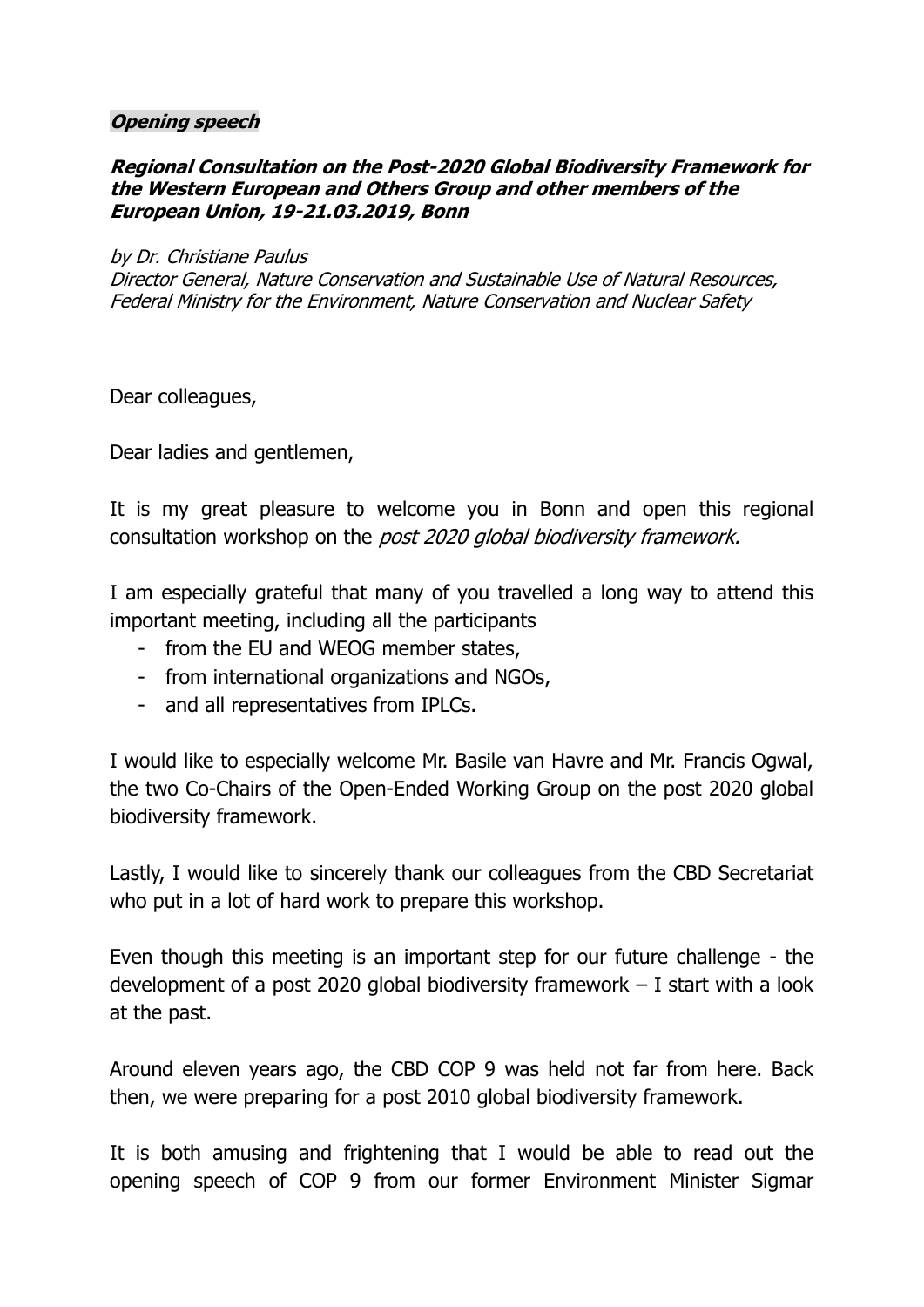***Opening speech***

***Regional Consultation on the Post-2020 Global Biodiversity Framework for the Western European and Others Group and other members of the European Union, 19-21.03.2019, Bonn***

*by Dr. Christiane Paulus*
*Director General, Nature Conservation and Sustainable Use of Natural Resources, Federal Ministry for the Environment, Nature Conservation and Nuclear Safety*

Dear colleagues,

Dear ladies and gentlemen,

It is my great pleasure to welcome you in Bonn and open this regional consultation workshop on the *post 2020 global biodiversity framework.*

I am especially grateful that many of you travelled a long way to attend this important meeting, including all the participants

- from the EU and WEOG member states,
- from international organizations and NGOs,
- and all representatives from IPLCs.

I would like to especially welcome Mr. Basile van Havre and Mr. Francis Ogwal, the two Co-Chairs of the Open-Ended Working Group on the post 2020 global biodiversity framework.

Lastly, I would like to sincerely thank our colleagues from the CBD Secretariat who put in a lot of hard work to prepare this workshop.

Even though this meeting is an important step for our future challenge - the development of a post 2020 global biodiversity framework – I start with a look at the past.

Around eleven years ago, the CBD COP 9 was held not far from here. Back then, we were preparing for a post 2010 global biodiversity framework.

It is both amusing and frightening that I would be able to read out the opening speech of COP 9 from our former Environment Minister Sigmar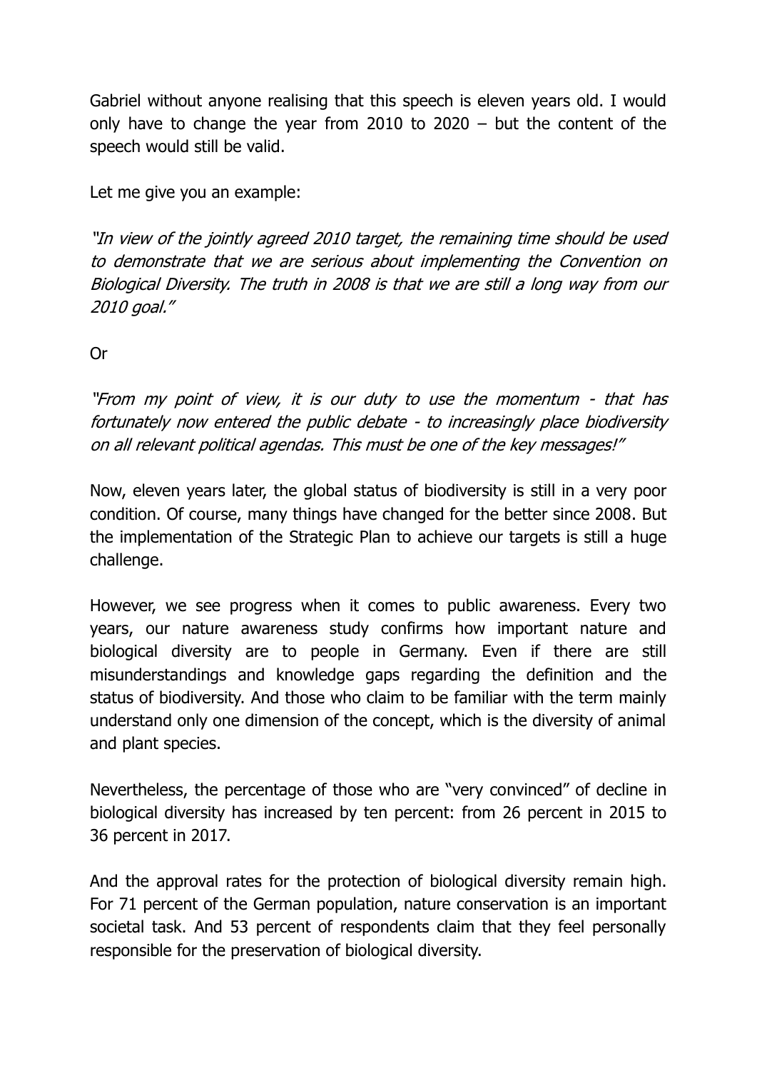Gabriel without anyone realising that this speech is eleven years old. I would only have to change the year from 2010 to 2020 – but the content of the speech would still be valid.

Let me give you an example:

*"In view of the jointly agreed 2010 target, the remaining time should be used to demonstrate that we are serious about implementing the Convention on Biological Diversity. The truth in 2008 is that we are still a long way from our 2010 goal."*

Or

*"From my point of view, it is our duty to use the momentum - that has fortunately now entered the public debate - to increasingly place biodiversity on all relevant political agendas. This must be one of the key messages!"*

Now, eleven years later, the global status of biodiversity is still in a very poor condition. Of course, many things have changed for the better since 2008. But the implementation of the Strategic Plan to achieve our targets is still a huge challenge.

However, we see progress when it comes to public awareness. Every two years, our nature awareness study confirms how important nature and biological diversity are to people in Germany. Even if there are still misunderstandings and knowledge gaps regarding the definition and the status of biodiversity. And those who claim to be familiar with the term mainly understand only one dimension of the concept, which is the diversity of animal and plant species.

Nevertheless, the percentage of those who are "very convinced" of decline in biological diversity has increased by ten percent: from 26 percent in 2015 to 36 percent in 2017.

And the approval rates for the protection of biological diversity remain high. For 71 percent of the German population, nature conservation is an important societal task. And 53 percent of respondents claim that they feel personally responsible for the preservation of biological diversity.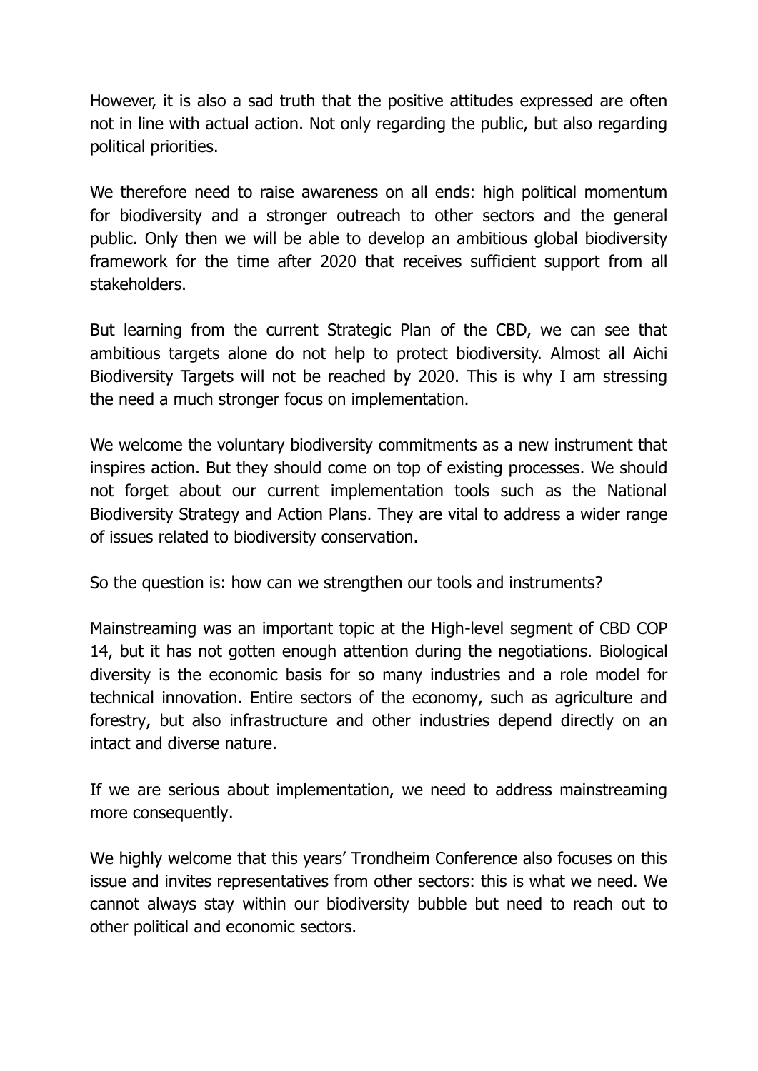However, it is also a sad truth that the positive attitudes expressed are often not in line with actual action. Not only regarding the public, but also regarding political priorities.

We therefore need to raise awareness on all ends: high political momentum for biodiversity and a stronger outreach to other sectors and the general public. Only then we will be able to develop an ambitious global biodiversity framework for the time after 2020 that receives sufficient support from all stakeholders.

But learning from the current Strategic Plan of the CBD, we can see that ambitious targets alone do not help to protect biodiversity. Almost all Aichi Biodiversity Targets will not be reached by 2020. This is why I am stressing the need a much stronger focus on implementation.

We welcome the voluntary biodiversity commitments as a new instrument that inspires action. But they should come on top of existing processes. We should not forget about our current implementation tools such as the National Biodiversity Strategy and Action Plans. They are vital to address a wider range of issues related to biodiversity conservation.

So the question is: how can we strengthen our tools and instruments?

Mainstreaming was an important topic at the High-level segment of CBD COP 14, but it has not gotten enough attention during the negotiations. Biological diversity is the economic basis for so many industries and a role model for technical innovation. Entire sectors of the economy, such as agriculture and forestry, but also infrastructure and other industries depend directly on an intact and diverse nature.

If we are serious about implementation, we need to address mainstreaming more consequently.

We highly welcome that this years' Trondheim Conference also focuses on this issue and invites representatives from other sectors: this is what we need. We cannot always stay within our biodiversity bubble but need to reach out to other political and economic sectors.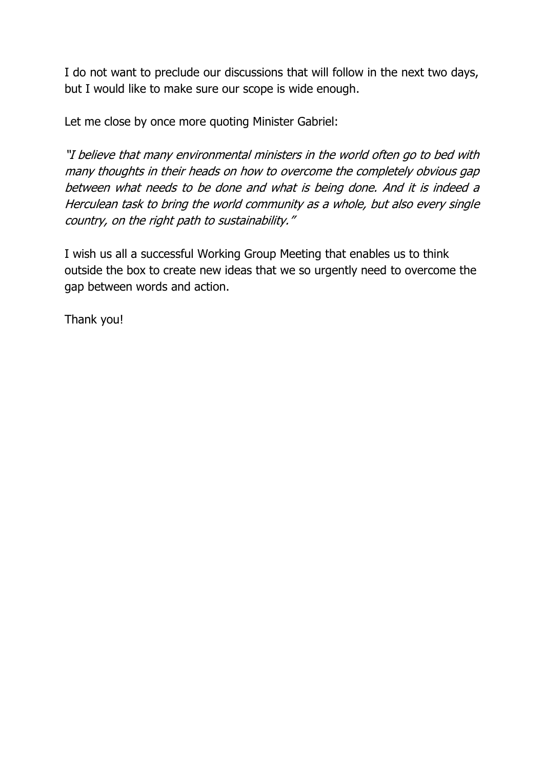I do not want to preclude our discussions that will follow in the next two days, but I would like to make sure our scope is wide enough.

Let me close by once more quoting Minister Gabriel:

*"I believe that many environmental ministers in the world often go to bed with many thoughts in their heads on how to overcome the completely obvious gap between what needs to be done and what is being done. And it is indeed a Herculean task to bring the world community as a whole, but also every single country, on the right path to sustainability."*

I wish us all a successful Working Group Meeting that enables us to think outside the box to create new ideas that we so urgently need to overcome the gap between words and action.

Thank you!